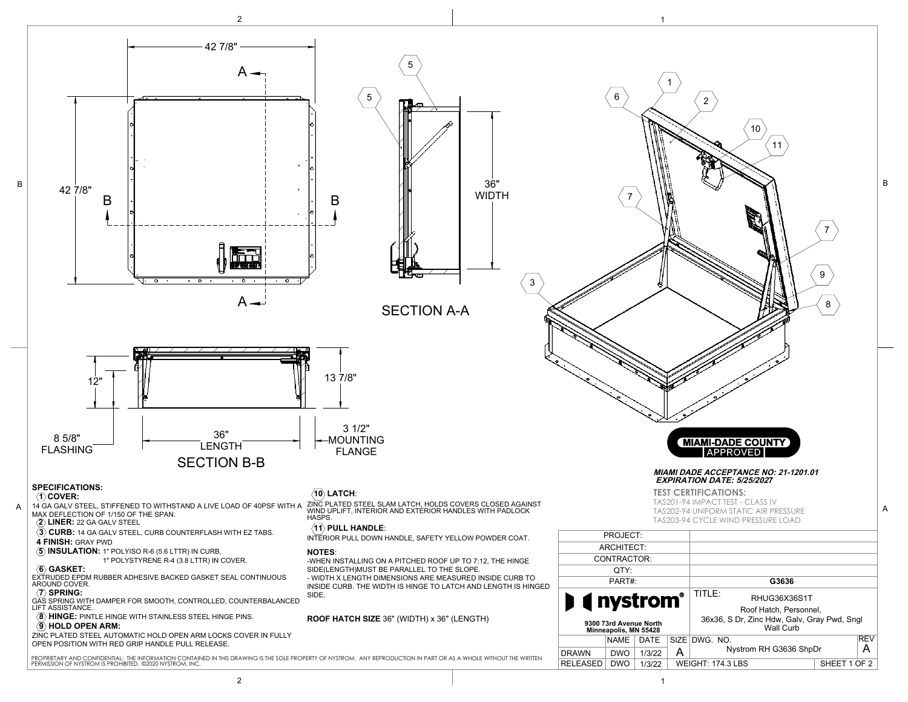42 7/8"

42 7/8"

A — A

B — B

36" WIDTH

SECTION A-A

12"

13 7/8"

8 5/8" FLASHING

36" LENGTH

3 1/2" MOUNTING FLANGE

SECTION B-B

**MIAMI-DADE COUNTY APPROVED**

***MIAMI DADE ACCEPTANCE NO: 21-1201.01***
***EXPIRATION DATE: 5/25/2027***

**TEST CERTIFICATIONS:**
TAS201-94 IMPACT TEST - CLASS IV
TAS202-94 UNIFORM STATIC AIR PRESSURE
TAS203-94 CYCLE WIND PRESSURE LOAD

## SPECIFICATIONS:

**(1) COVER:**
14 GA GALV STEEL, STIFFENED TO WITHSTAND A LIVE LOAD OF 40PSF WITH A MAX DEFLECTION OF 1/150 OF THE SPAN.

**(2) LINER:** 22 GA GALV STEEL

**(3) CURB:** 14 GA GALV STEEL, CURB COUNTERFLASH WITH EZ TABS.

**4 FINISH:** GRAY PWD

**(5) INSULATION:** 1" POLYISO R-6 (5.6 LTTR) IN CURB,
1" POLYSTYRENE R-4 (3.8 LTTR) IN COVER.

**(6) GASKET:**
EXTRUDED EPDM RUBBER ADHESIVE BACKED GASKET SEAL CONTINUOUS AROUND COVER.

**(7) SPRING:**
GAS SPRING WITH DAMPER FOR SMOOTH, CONTROLLED, COUNTERBALANCED LIFT ASSISTANCE.

**(8) HINGE:** PINTLE HINGE WITH STAINLESS STEEL HINGE PINS.

**(9) HOLD OPEN ARM:**
ZINC PLATED STEEL AUTOMATIC HOLD OPEN ARM LOCKS COVER IN FULLY OPEN POSITION WITH RED GRIP HANDLE PULL RELEASE.

**(10) LATCH:**
ZINC PLATED STEEL SLAM LATCH, HOLDS COVERS CLOSED AGAINST WIND UPLIFT, INTERIOR AND EXTERIOR HANDLES WITH PADLOCK HASPS.

**(11) PULL HANDLE:**
INTERIOR PULL DOWN HANDLE, SAFETY YELLOW POWDER COAT.

**NOTES:**
-WHEN INSTALLING ON A PITCHED ROOF UP TO 7:12, THE HINGE SIDE(LENGTH)MUST BE PARALLEL TO THE SLOPE.
- WIDTH X LENGTH DIMENSIONS ARE MEASURED INSIDE CURB TO INSIDE CURB. THE WIDTH IS HINGE TO LATCH AND LENGTH IS HINGED SIDE.

**ROOF HATCH SIZE** 36" (WIDTH) x 36" (LENGTH)

PROPRIETARY AND CONFIDENTIAL: THE INFORMATION CONTAINED IN THIS DRAWING IS THE SOLE PROPERTY OF NYSTROM. ANY REPRODUCTION IN PART OR AS A WHOLE WITHOUT THE WRITTEN PERMISSION OF NYSTROM IS PROHIBITED. ©2020 NYSTROM, INC.

| PROJECT: | |
|---|---|
| ARCHITECT: | |
| CONTRACTOR: | |
| QTY: | |
| PART#: | **G3636** |

**nystrom®**
**9300 73rd Avenue North**
**Minneapolis, MN 55428**

TITLE: RHUG36X36S1T
Roof Hatch, Personnel, 36x36, S Dr, Zinc Hdw, Galv, Gray Pwd, Sngl Wall Curb

| | NAME | DATE | SIZE | DWG. NO. | REV |
|---|---|---|---|---|---|
| DRAWN | DWO | 1/3/22 | A | Nystrom RH G3636 ShpDr | A |
| RELEASED | DWO | 1/3/22 | WEIGHT: 174.3 LBS | | SHEET 1 OF 2 |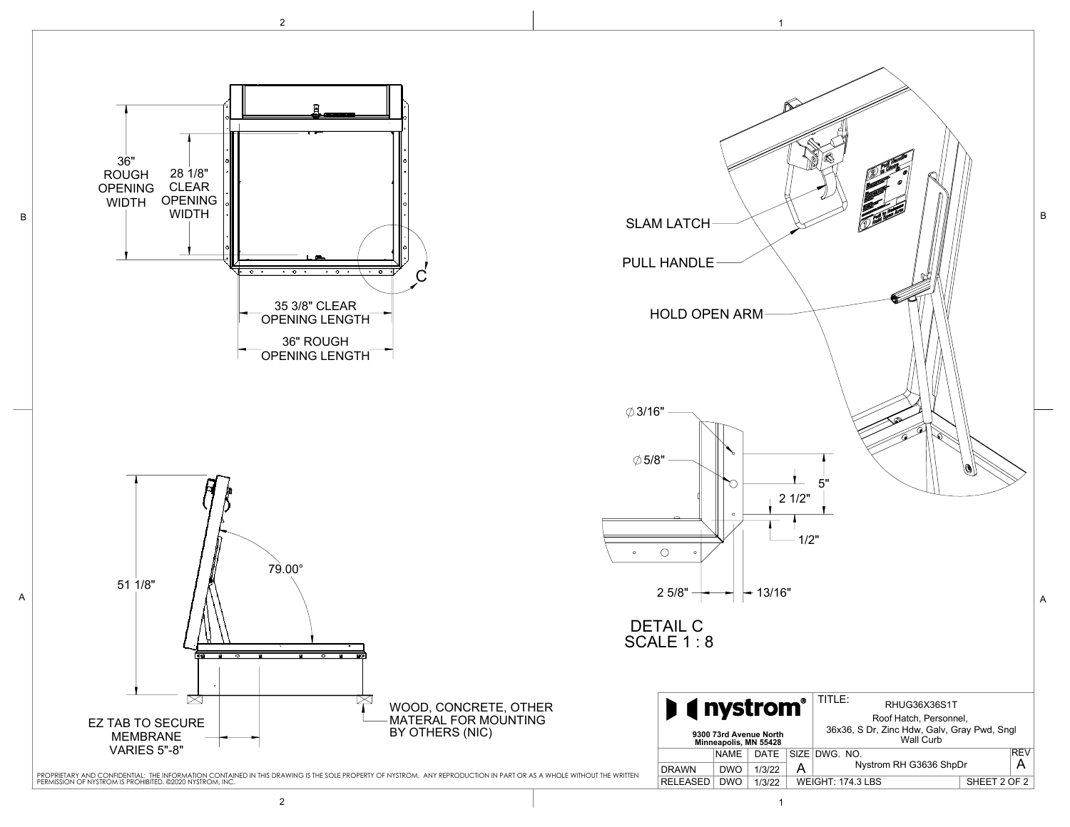36" ROUGH OPENING WIDTH

28 1/8" CLEAR OPENING WIDTH

C

35 3/8" CLEAR OPENING LENGTH

36" ROUGH OPENING LENGTH

SLAM LATCH

PULL HANDLE

HOLD OPEN ARM

∅ 3/16"

∅ 5/8"

5"

2 1/2"

1/2"

2 5/8"

13/16"

DETAIL C
SCALE 1 : 8

51 1/8"

79.00°

EZ TAB TO SECURE MEMBRANE VARIES 5"-8"

WOOD, CONCRETE, OTHER MATERAL FOR MOUNTING BY OTHERS (NIC)

PROPRIETARY AND CONFIDENTIAL: THE INFORMATION CONTAINED IN THIS DRAWING IS THE SOLE PROPERTY OF NYSTROM. ANY REPRODUCTION IN PART OR AS A WHOLE WITHOUT THE WRITTEN PERMISSION OF NYSTROM IS PROHIBITED. ©2020 NYSTROM, INC.

**nystrom®**
9300 73rd Avenue North
Minneapolis, MN 55428

TITLE: RHUG36X36S1T
Roof Hatch, Personnel, 36x36, S Dr, Zinc Hdw, Galv, Gray Pwd, Sngl Wall Curb

| | NAME | DATE | SIZE | DWG. NO. | REV |
|---|---|---|---|---|---|
| DRAWN | DWO | 1/3/22 | A | Nystrom RH G3636 ShpDr | A |
| RELEASED | DWO | 1/3/22 | WEIGHT: 174.3 LBS | SHEET 2 OF 2 | |